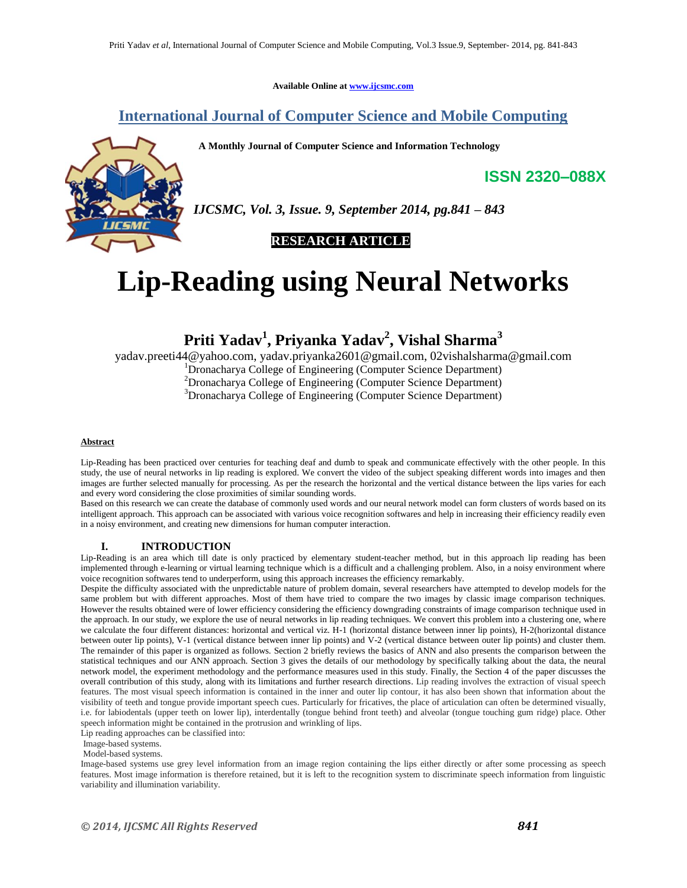Available Online at www.ijcsmc.com

# International Journal of Computer Science and Mobile Computing

**A Monthly Journal of Computer Science and Information Technology**

**ISSN 2320–088X**

*IJCSMC, Vol. 3, Issue. 9, September 2014, pg.841 – 843*

**RESEARCH ARTICLE**

# Lip-Reading using Neural Networks

**Priti Yadav[1], Priyanka Yadav[2], Vishal Sharma[3]**

yadav.preeti44@yahoo.com, yadav.priyanka2601@gmail.com, 02vishalsharma@gmail.com
[1]Dronacharya College of Engineering (Computer Science Department)
[2]Dronacharya College of Engineering (Computer Science Department)
[3]Dronacharya College of Engineering (Computer Science Department)

**Abstract**

Lip-Reading has been practiced over centuries for teaching deaf and dumb to speak and communicate effectively with the other people. In this study, the use of neural networks in lip reading is explored. We convert the video of the subject speaking different words into images and then images are further selected manually for processing. As per the research the horizontal and the vertical distance between the lips varies for each and every word considering the close proximities of similar sounding words.
Based on this research we can create the database of commonly used words and our neural network model can form clusters of words based on its intelligent approach. This approach can be associated with various voice recognition softwares and help in increasing their efficiency readily even in a noisy environment, and creating new dimensions for human computer interaction.

## I. INTRODUCTION

Lip-Reading is an area which till date is only practiced by elementary student-teacher method, but in this approach lip reading has been implemented through e-learning or virtual learning technique which is a difficult and a challenging problem. Also, in a noisy environment where voice recognition softwares tend to underperform, using this approach increases the efficiency remarkably.
Despite the difficulty associated with the unpredictable nature of problem domain, several researchers have attempted to develop models for the same problem but with different approaches. Most of them have tried to compare the two images by classic image comparison techniques. However the results obtained were of lower efficiency considering the efficiency downgrading constraints of image comparison technique used in the approach. In our study, we explore the use of neural networks in lip reading techniques. We convert this problem into a clustering one, where we calculate the four different distances: horizontal and vertical viz. H-1 (horizontal distance between inner lip points), H-2(horizontal distance between outer lip points), V-1 (vertical distance between inner lip points) and V-2 (vertical distance between outer lip points) and cluster them. The remainder of this paper is organized as follows. Section 2 briefly reviews the basics of ANN and also presents the comparison between the statistical techniques and our ANN approach. Section 3 gives the details of our methodology by specifically talking about the data, the neural network model, the experiment methodology and the performance measures used in this study. Finally, the Section 4 of the paper discusses the overall contribution of this study, along with its limitations and further research directions. Lip reading involves the extraction of visual speech features. The most visual speech information is contained in the inner and outer lip contour, it has also been shown that information about the visibility of teeth and tongue provide important speech cues. Particularly for fricatives, the place of articulation can often be determined visually, i.e. for labiodentals (upper teeth on lower lip), interdentally (tongue behind front teeth) and alveolar (tongue touching gum ridge) place. Other speech information might be contained in the protrusion and wrinkling of lips.
Lip reading approaches can be classified into:
 Image-based systems.
 Model-based systems.
Image-based systems use grey level information from an image region containing the lips either directly or after some processing as speech features. Most image information is therefore retained, but it is left to the recognition system to discriminate speech information from linguistic variability and illumination variability.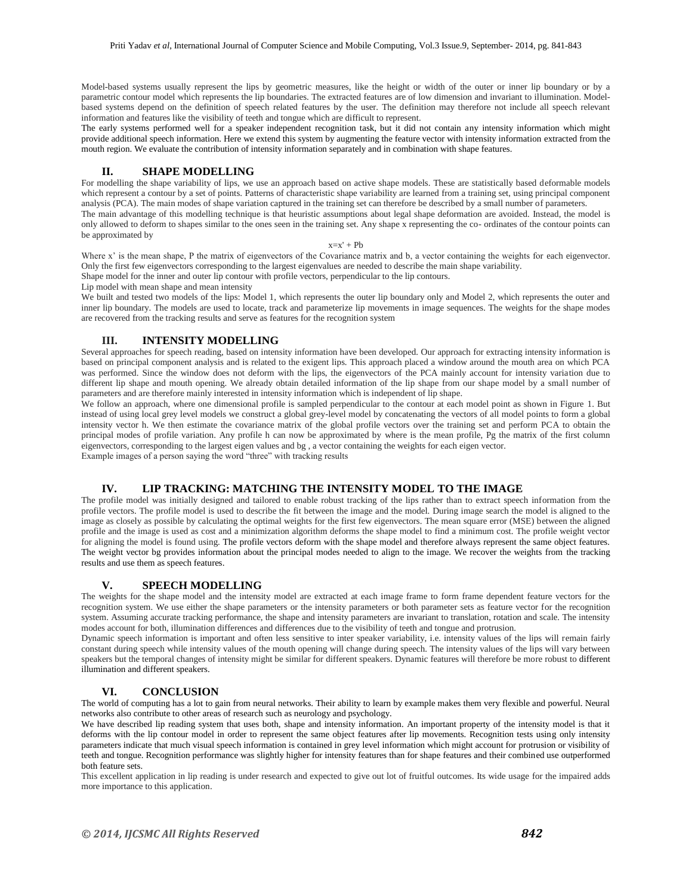Model-based systems usually represent the lips by geometric measures, like the height or width of the outer or inner lip boundary or by a parametric contour model which represents the lip boundaries. The extracted features are of low dimension and invariant to illumination. Model-based systems depend on the definition of speech related features by the user. The definition may therefore not include all speech relevant information and features like the visibility of teeth and tongue which are difficult to represent.

The early systems performed well for a speaker independent recognition task, but it did not contain any intensity information which might provide additional speech information. Here we extend this system by augmenting the feature vector with intensity information extracted from the mouth region. We evaluate the contribution of intensity information separately and in combination with shape features.

## II. SHAPE MODELLING

For modelling the shape variability of lips, we use an approach based on active shape models. These are statistically based deformable models which represent a contour by a set of points. Patterns of characteristic shape variability are learned from a training set, using principal component analysis (PCA). The main modes of shape variation captured in the training set can therefore be described by a small number of parameters.

The main advantage of this modelling technique is that heuristic assumptions about legal shape deformation are avoided. Instead, the model is only allowed to deform to shapes similar to the ones seen in the training set. Any shape x representing the co- ordinates of the contour points can be approximated by

$$x=x' + Pb$$

Where x' is the mean shape, P the matrix of eigenvectors of the Covariance matrix and b, a vector containing the weights for each eigenvector. Only the first few eigenvectors corresponding to the largest eigenvalues are needed to describe the main shape variability.

Shape model for the inner and outer lip contour with profile vectors, perpendicular to the lip contours.

Lip model with mean shape and mean intensity

We built and tested two models of the lips: Model 1, which represents the outer lip boundary only and Model 2, which represents the outer and inner lip boundary. The models are used to locate, track and parameterize lip movements in image sequences. The weights for the shape modes are recovered from the tracking results and serve as features for the recognition system

## III. INTENSITY MODELLING

Several approaches for speech reading, based on intensity information have been developed. Our approach for extracting intensity information is based on principal component analysis and is related to the exigent lips. This approach placed a window around the mouth area on which PCA was performed. Since the window does not deform with the lips, the eigenvectors of the PCA mainly account for intensity variation due to different lip shape and mouth opening. We already obtain detailed information of the lip shape from our shape model by a small number of parameters and are therefore mainly interested in intensity information which is independent of lip shape.

We follow an approach, where one dimensional profile is sampled perpendicular to the contour at each model point as shown in Figure 1. But instead of using local grey level models we construct a global grey-level model by concatenating the vectors of all model points to form a global intensity vector h. We then estimate the covariance matrix of the global profile vectors over the training set and perform PCA to obtain the principal modes of profile variation. Any profile h can now be approximated by where is the mean profile, Pg the matrix of the first column eigenvectors, corresponding to the largest eigen values and bg , a vector containing the weights for each eigen vector.

Example images of a person saying the word "three" with tracking results

## IV. LIP TRACKING: MATCHING THE INTENSITY MODEL TO THE IMAGE

The profile model was initially designed and tailored to enable robust tracking of the lips rather than to extract speech information from the profile vectors. The profile model is used to describe the fit between the image and the model. During image search the model is aligned to the image as closely as possible by calculating the optimal weights for the first few eigenvectors. The mean square error (MSE) between the aligned profile and the image is used as cost and a minimization algorithm deforms the shape model to find a minimum cost. The profile weight vector for aligning the model is found using. The profile vectors deform with the shape model and therefore always represent the same object features. The weight vector bg provides information about the principal modes needed to align to the image. We recover the weights from the tracking results and use them as speech features.

## V. SPEECH MODELLING

The weights for the shape model and the intensity model are extracted at each image frame to form frame dependent feature vectors for the recognition system. We use either the shape parameters or the intensity parameters or both parameter sets as feature vector for the recognition system. Assuming accurate tracking performance, the shape and intensity parameters are invariant to translation, rotation and scale. The intensity modes account for both, illumination differences and differences due to the visibility of teeth and tongue and protrusion.

Dynamic speech information is important and often less sensitive to inter speaker variability, i.e. intensity values of the lips will remain fairly constant during speech while intensity values of the mouth opening will change during speech. The intensity values of the lips will vary between speakers but the temporal changes of intensity might be similar for different speakers. Dynamic features will therefore be more robust to different illumination and different speakers.

## VI. CONCLUSION

The world of computing has a lot to gain from neural networks. Their ability to learn by example makes them very flexible and powerful. Neural networks also contribute to other areas of research such as neurology and psychology.

We have described lip reading system that uses both, shape and intensity information. An important property of the intensity model is that it deforms with the lip contour model in order to represent the same object features after lip movements. Recognition tests using only intensity parameters indicate that much visual speech information is contained in grey level information which might account for protrusion or visibility of teeth and tongue. Recognition performance was slightly higher for intensity features than for shape features and their combined use outperformed both feature sets.

This excellent application in lip reading is under research and expected to give out lot of fruitful outcomes. Its wide usage for the impaired adds more importance to this application.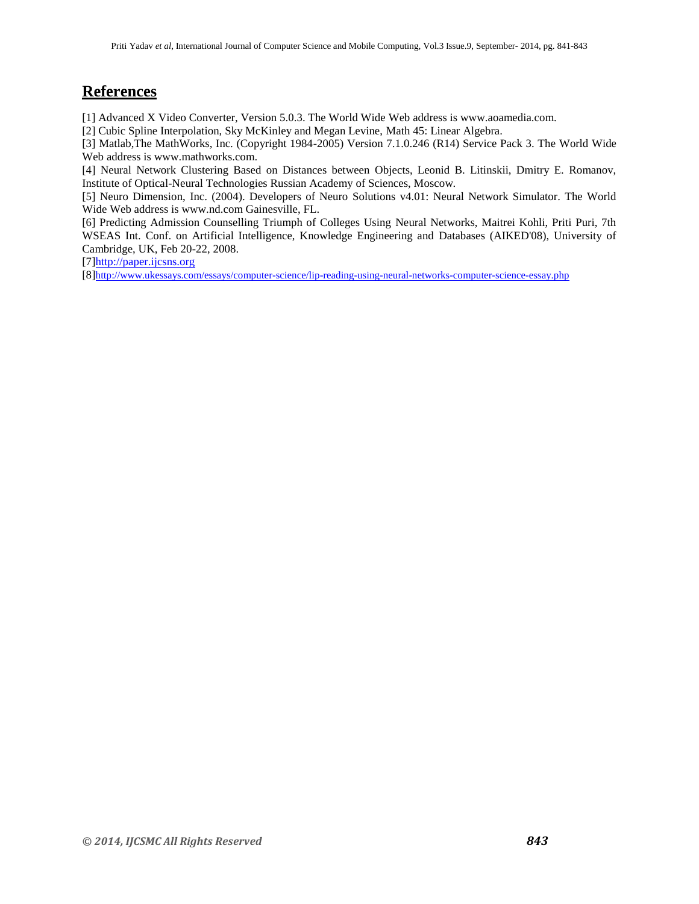## References

[1] Advanced X Video Converter, Version 5.0.3. The World Wide Web address is www.aoamedia.com.

[2] Cubic Spline Interpolation, Sky McKinley and Megan Levine, Math 45: Linear Algebra.

[3] Matlab,The MathWorks, Inc. (Copyright 1984-2005) Version 7.1.0.246 (R14) Service Pack 3. The World Wide Web address is www.mathworks.com.

[4] Neural Network Clustering Based on Distances between Objects, Leonid B. Litinskii, Dmitry E. Romanov, Institute of Optical-Neural Technologies Russian Academy of Sciences, Moscow.

[5] Neuro Dimension, Inc. (2004). Developers of Neuro Solutions v4.01: Neural Network Simulator. The World Wide Web address is www.nd.com Gainesville, FL.

[6] Predicting Admission Counselling Triumph of Colleges Using Neural Networks, Maitrei Kohli, Priti Puri, 7th WSEAS Int. Conf. on Artificial Intelligence, Knowledge Engineering and Databases (AIKED'08), University of Cambridge, UK, Feb 20-22, 2008.

[7]http://paper.ijcsns.org

[8]http://www.ukessays.com/essays/computer-science/lip-reading-using-neural-networks-computer-science-essay.php